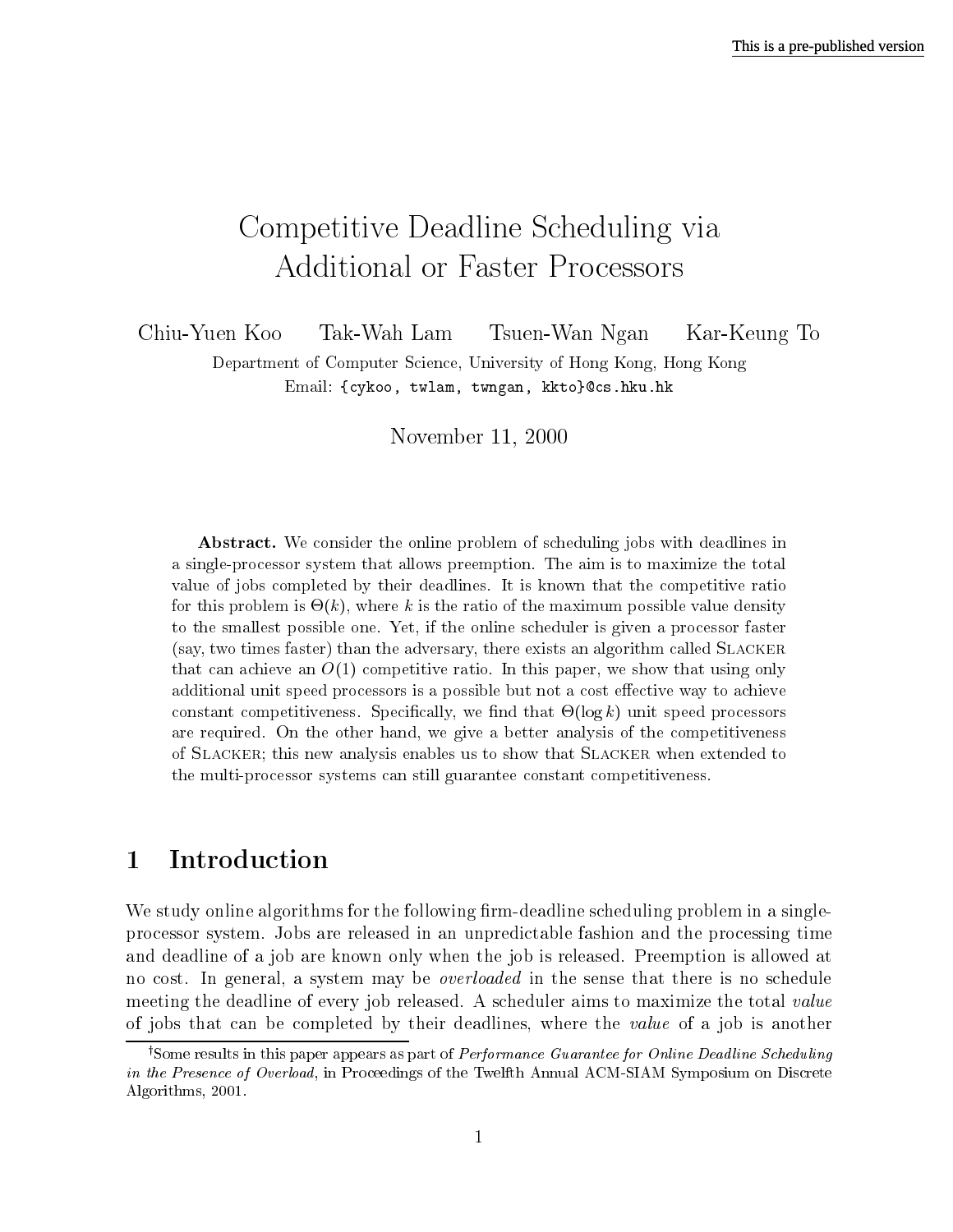# Competitive Deadline Scheduling via Additional or Faster Processors

Chiu-Yuen Koo   Tak-Wah Lam   Tsuen-Wan Ngan   Kar-Keung To

Department of Computer Science, University of Hong Kong, Hong Kong
Email: {cykoo, twlam, twngan, kkto}@cs.hku.hk

November 11, 2000

**Abstract.** We consider the online problem of scheduling jobs with deadlines in a single-processor system that allows preemption. The aim is to maximize the total value of jobs completed by their deadlines. It is known that the competitive ratio for this problem is $\Theta(k)$, where $k$ is the ratio of the maximum possible value density to the smallest possible one. Yet, if the online scheduler is given a processor faster (say, two times faster) than the adversary, there exists an algorithm called Slacker that can achieve an $O(1)$ competitive ratio. In this paper, we show that using only additional unit speed processors is a possible but not a cost effective way to achieve constant competitiveness. Specifically, we find that $\Theta(\log k)$ unit speed processors are required. On the other hand, we give a better analysis of the competitiveness of Slacker; this new analysis enables us to show that Slacker when extended to the multi-processor systems can still guarantee constant competitiveness.

## 1 Introduction

We study online algorithms for the following firm-deadline scheduling problem in a single-processor system. Jobs are released in an unpredictable fashion and the processing time and deadline of a job are known only when the job is released. Preemption is allowed at no cost. In general, a system may be *overloaded* in the sense that there is no schedule meeting the deadline of every job released. A scheduler aims to maximize the total *value* of jobs that can be completed by their deadlines, where the *value* of a job is another

---

†Some results in this paper appears as part of *Performance Guarantee for Online Deadline Scheduling in the Presence of Overload*, in Proceedings of the Twelfth Annual ACM-SIAM Symposium on Discrete Algorithms, 2001.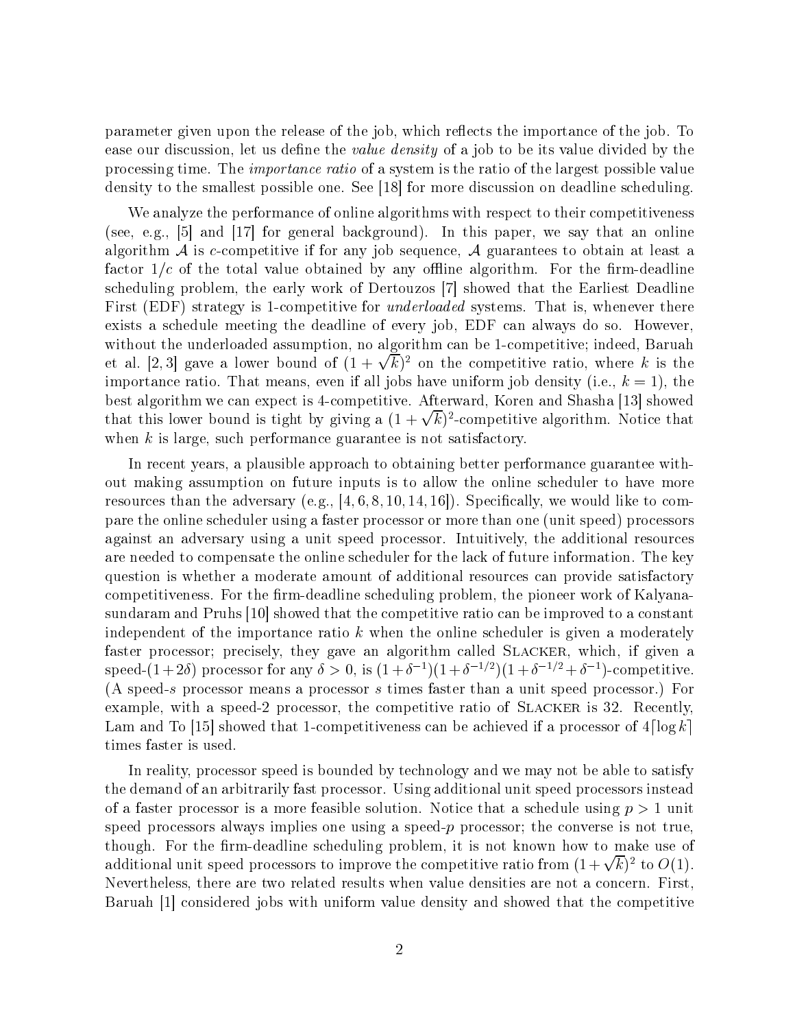parameter given upon the release of the job, which reflects the importance of the job. To ease our discussion, let us define the *value density* of a job to be its value divided by the processing time. The *importance ratio* of a system is the ratio of the largest possible value density to the smallest possible one. See [18] for more discussion on deadline scheduling.

We analyze the performance of online algorithms with respect to their competitiveness (see, e.g., [5] and [17] for general background). In this paper, we say that an online algorithm $\mathcal{A}$ is $c$-competitive if for any job sequence, $\mathcal{A}$ guarantees to obtain at least a factor $1/c$ of the total value obtained by any offline algorithm. For the firm-deadline scheduling problem, the early work of Dertouzos [7] showed that the Earliest Deadline First (EDF) strategy is 1-competitive for *underloaded* systems. That is, whenever there exists a schedule meeting the deadline of every job, EDF can always do so. However, without the underloaded assumption, no algorithm can be 1-competitive; indeed, Baruah et al. [2, 3] gave a lower bound of $(1+\sqrt{k})^2$ on the competitive ratio, where $k$ is the importance ratio. That means, even if all jobs have uniform job density (i.e., $k = 1$), the best algorithm we can expect is 4-competitive. Afterward, Koren and Shasha [13] showed that this lower bound is tight by giving a $(1+\sqrt{k})^2$-competitive algorithm. Notice that when $k$ is large, such performance guarantee is not satisfactory.

In recent years, a plausible approach to obtaining better performance guarantee without making assumption on future inputs is to allow the online scheduler to have more resources than the adversary (e.g., [4, 6, 8, 10, 14, 16]). Specifically, we would like to compare the online scheduler using a faster processor or more than one (unit speed) processors against an adversary using a unit speed processor. Intuitively, the additional resources are needed to compensate the online scheduler for the lack of future information. The key question is whether a moderate amount of additional resources can provide satisfactory competitiveness. For the firm-deadline scheduling problem, the pioneer work of Kalyanasundaram and Pruhs [10] showed that the competitive ratio can be improved to a constant independent of the importance ratio $k$ when the online scheduler is given a moderately faster processor; precisely, they gave an algorithm called SLACKER, which, if given a speed-$(1+2\delta)$ processor for any $\delta > 0$, is $(1+\delta^{-1})(1+\delta^{-1/2})(1+\delta^{-1/2}+\delta^{-1})$-competitive. (A speed-$s$ processor means a processor $s$ times faster than a unit speed processor.) For example, with a speed-2 processor, the competitive ratio of SLACKER is 32. Recently, Lam and To [15] showed that 1-competitiveness can be achieved if a processor of $4\lceil\log k\rceil$ times faster is used.

In reality, processor speed is bounded by technology and we may not be able to satisfy the demand of an arbitrarily fast processor. Using additional unit speed processors instead of a faster processor is a more feasible solution. Notice that a schedule using $p > 1$ unit speed processors always implies one using a speed-$p$ processor; the converse is not true, though. For the firm-deadline scheduling problem, it is not known how to make use of additional unit speed processors to improve the competitive ratio from $(1+\sqrt{k})^2$ to $O(1)$. Nevertheless, there are two related results when value densities are not a concern. First, Baruah [1] considered jobs with uniform value density and showed that the competitive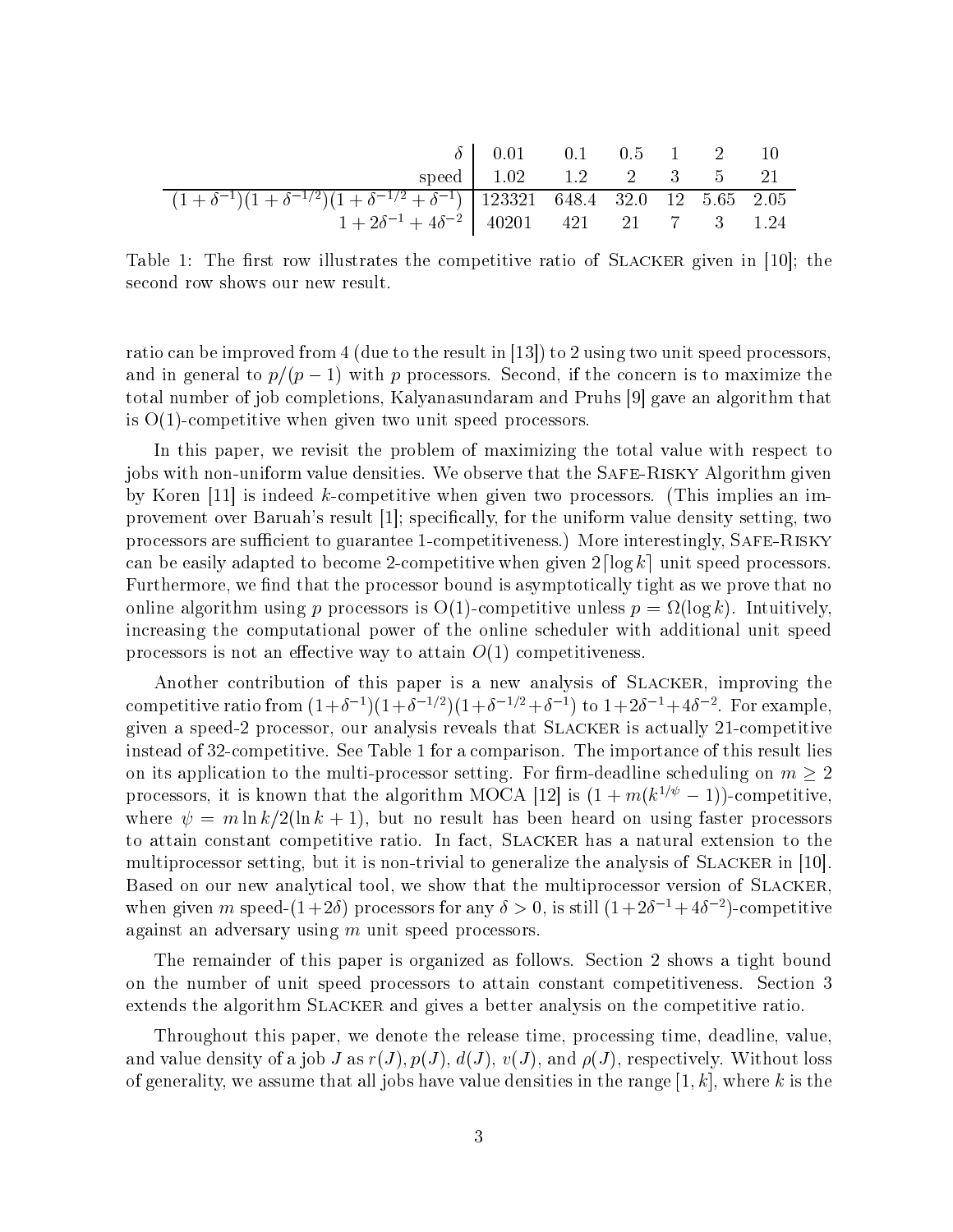| $\delta$ | 0.01 | 0.1 | 0.5 | 1 | 2 | 10 |
|---|---|---|---|---|---|---|
| speed | 1.02 | 1.2 | 2 | 3 | 5 | 21 |
| $(1+\delta^{-1})(1+\delta^{-1/2})(1+\delta^{-1/2}+\delta^{-1})$ | 123321 | 648.4 | 32.0 | 12 | 5.65 | 2.05 |
| $1+2\delta^{-1}+4\delta^{-2}$ | 40201 | 421 | 21 | 7 | 3 | 1.24 |

Table 1: The first row illustrates the competitive ratio of Slacker given in [10]; the second row shows our new result.

ratio can be improved from 4 (due to the result in [13]) to 2 using two unit speed processors, and in general to $p/(p-1)$ with $p$ processors. Second, if the concern is to maximize the total number of job completions, Kalyanasundaram and Pruhs [9] gave an algorithm that is O(1)-competitive when given two unit speed processors.

In this paper, we revisit the problem of maximizing the total value with respect to jobs with non-uniform value densities. We observe that the Safe-Risky Algorithm given by Koren [11] is indeed $k$-competitive when given two processors. (This implies an improvement over Baruah's result [1]; specifically, for the uniform value density setting, two processors are sufficient to guarantee 1-competitiveness.) More interestingly, Safe-Risky can be easily adapted to become 2-competitive when given $2\lceil \log k \rceil$ unit speed processors. Furthermore, we find that the processor bound is asymptotically tight as we prove that no online algorithm using $p$ processors is O(1)-competitive unless $p = \Omega(\log k)$. Intuitively, increasing the computational power of the online scheduler with additional unit speed processors is not an effective way to attain $O(1)$ competitiveness.

Another contribution of this paper is a new analysis of Slacker, improving the competitive ratio from $(1+\delta^{-1})(1+\delta^{-1/2})(1+\delta^{-1/2}+\delta^{-1})$ to $1+2\delta^{-1}+4\delta^{-2}$. For example, given a speed-2 processor, our analysis reveals that Slacker is actually 21-competitive instead of 32-competitive. See Table 1 for a comparison. The importance of this result lies on its application to the multi-processor setting. For firm-deadline scheduling on $m \geq 2$ processors, it is known that the algorithm MOCA [12] is $(1 + m(k^{1/\psi} - 1))$-competitive, where $\psi = m \ln k / 2(\ln k + 1)$, but no result has been heard on using faster processors to attain constant competitive ratio. In fact, Slacker has a natural extension to the multiprocessor setting, but it is non-trivial to generalize the analysis of Slacker in [10]. Based on our new analytical tool, we show that the multiprocessor version of Slacker, when given $m$ speed-$(1+2\delta)$ processors for any $\delta > 0$, is still $(1+2\delta^{-1}+4\delta^{-2})$-competitive against an adversary using $m$ unit speed processors.

The remainder of this paper is organized as follows. Section 2 shows a tight bound on the number of unit speed processors to attain constant competitiveness. Section 3 extends the algorithm Slacker and gives a better analysis on the competitive ratio.

Throughout this paper, we denote the release time, processing time, deadline, value, and value density of a job $J$ as $r(J), p(J), d(J), v(J)$, and $\rho(J)$, respectively. Without loss of generality, we assume that all jobs have value densities in the range $[1, k]$, where $k$ is the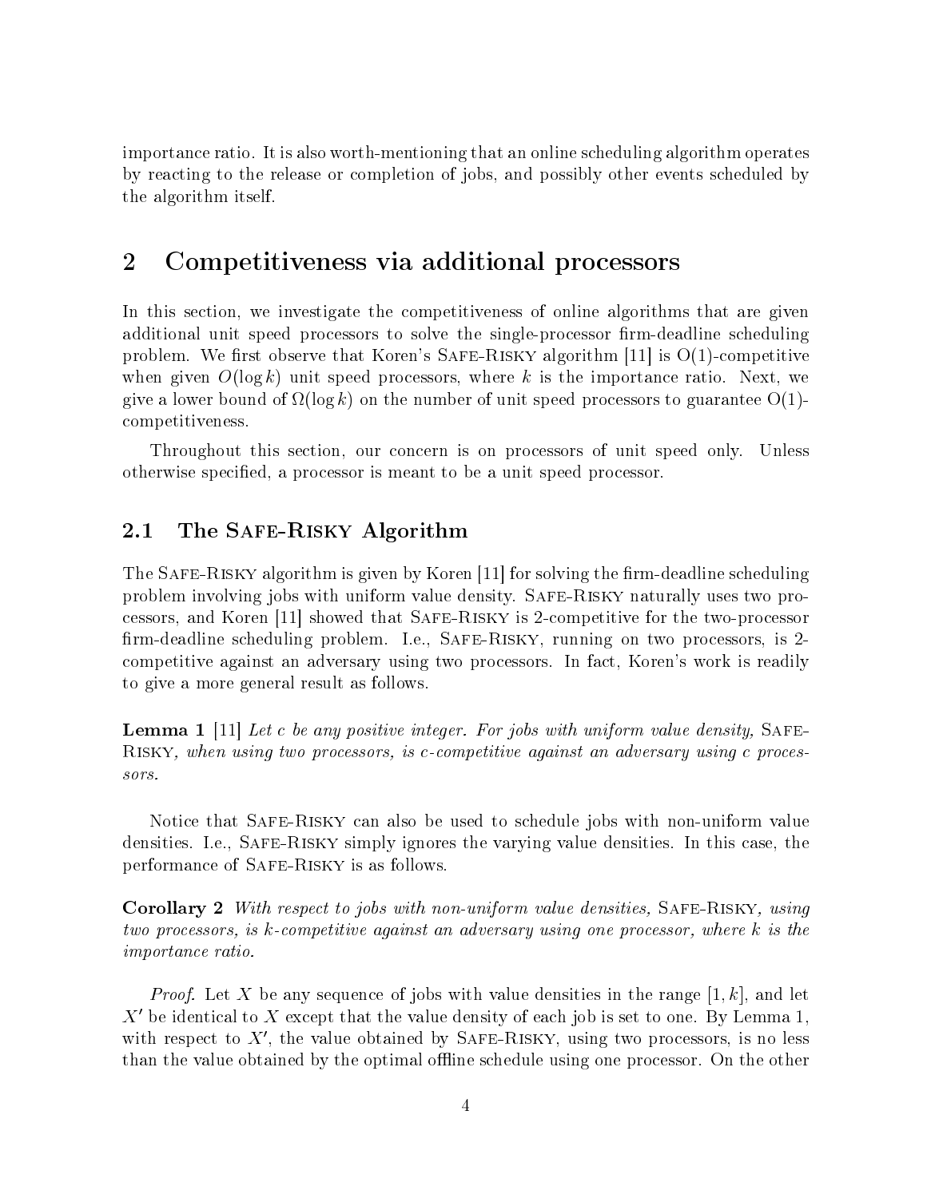importance ratio. It is also worth-mentioning that an online scheduling algorithm operates by reacting to the release or completion of jobs, and possibly other events scheduled by the algorithm itself.

## 2 Competitiveness via additional processors

In this section, we investigate the competitiveness of online algorithms that are given additional unit speed processors to solve the single-processor firm-deadline scheduling problem. We first observe that Koren's Safe-Risky algorithm [11] is O(1)-competitive when given $O(\log k)$ unit speed processors, where $k$ is the importance ratio. Next, we give a lower bound of $\Omega(\log k)$ on the number of unit speed processors to guarantee O(1)-competitiveness.

Throughout this section, our concern is on processors of unit speed only. Unless otherwise specified, a processor is meant to be a unit speed processor.

### 2.1 The Safe-Risky Algorithm

The Safe-Risky algorithm is given by Koren [11] for solving the firm-deadline scheduling problem involving jobs with uniform value density. Safe-Risky naturally uses two processors, and Koren [11] showed that Safe-Risky is 2-competitive for the two-processor firm-deadline scheduling problem. I.e., Safe-Risky, running on two processors, is 2-competitive against an adversary using two processors. In fact, Koren's work is readily to give a more general result as follows.

**Lemma 1** [11] *Let $c$ be any positive integer. For jobs with uniform value density,* Safe-Risky*, when using two processors, is $c$-competitive against an adversary using $c$ processors.*

Notice that Safe-Risky can also be used to schedule jobs with non-uniform value densities. I.e., Safe-Risky simply ignores the varying value densities. In this case, the performance of Safe-Risky is as follows.

**Corollary 2** *With respect to jobs with non-uniform value densities,* Safe-Risky*, using two processors, is $k$-competitive against an adversary using one processor, where $k$ is the importance ratio.*

*Proof.* Let $X$ be any sequence of jobs with value densities in the range $[1, k]$, and let $X'$ be identical to $X$ except that the value density of each job is set to one. By Lemma 1, with respect to $X'$, the value obtained by Safe-Risky, using two processors, is no less than the value obtained by the optimal offline schedule using one processor. On the other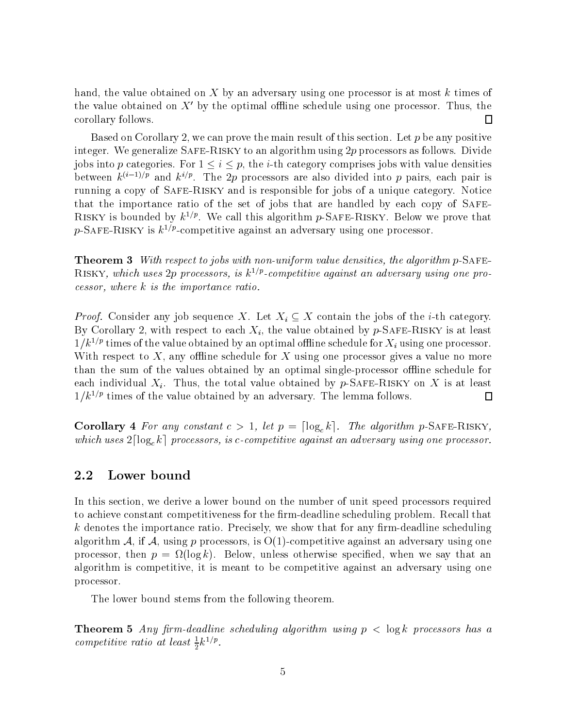hand, the value obtained on $X$ by an adversary using one processor is at most $k$ times of the value obtained on $X'$ by the optimal offline schedule using one processor. Thus, the corollary follows. □

Based on Corollary 2, we can prove the main result of this section. Let $p$ be any positive integer. We generalize Safe-Risky to an algorithm using $2p$ processors as follows. Divide jobs into $p$ categories. For $1 \leq i \leq p$, the $i$-th category comprises jobs with value densities between $k^{(i-1)/p}$ and $k^{i/p}$. The $2p$ processors are also divided into $p$ pairs, each pair is running a copy of Safe-Risky and is responsible for jobs of a unique category. Notice that the importance ratio of the set of jobs that are handled by each copy of Safe-Risky is bounded by $k^{1/p}$. We call this algorithm $p$-Safe-Risky. Below we prove that $p$-Safe-Risky is $k^{1/p}$-competitive against an adversary using one processor.

**Theorem 3** *With respect to jobs with non-uniform value densities, the algorithm $p$-Safe-Risky, which uses $2p$ processors, is $k^{1/p}$-competitive against an adversary using one processor, where $k$ is the importance ratio.*

*Proof.* Consider any job sequence $X$. Let $X_i \subseteq X$ contain the jobs of the $i$-th category. By Corollary 2, with respect to each $X_i$, the value obtained by $p$-Safe-Risky is at least $1/k^{1/p}$ times of the value obtained by an optimal offline schedule for $X_i$ using one processor. With respect to $X$, any offline schedule for $X$ using one processor gives a value no more than the sum of the values obtained by an optimal single-processor offline schedule for each individual $X_i$. Thus, the total value obtained by $p$-Safe-Risky on $X$ is at least $1/k^{1/p}$ times of the value obtained by an adversary. The lemma follows. □

**Corollary 4** *For any constant $c > 1$, let $p = \lceil \log_c k \rceil$. The algorithm $p$-Safe-Risky, which uses $2\lceil \log_c k \rceil$ processors, is $c$-competitive against an adversary using one processor.*

## 2.2 Lower bound

In this section, we derive a lower bound on the number of unit speed processors required to achieve constant competitiveness for the firm-deadline scheduling problem. Recall that $k$ denotes the importance ratio. Precisely, we show that for any firm-deadline scheduling algorithm $\mathcal{A}$, if $\mathcal{A}$, using $p$ processors, is $O(1)$-competitive against an adversary using one processor, then $p = \Omega(\log k)$. Below, unless otherwise specified, when we say that an algorithm is competitive, it is meant to be competitive against an adversary using one processor.

The lower bound stems from the following theorem.

**Theorem 5** *Any firm-deadline scheduling algorithm using $p < \log k$ processors has a competitive ratio at least $\frac{1}{2}k^{1/p}$.*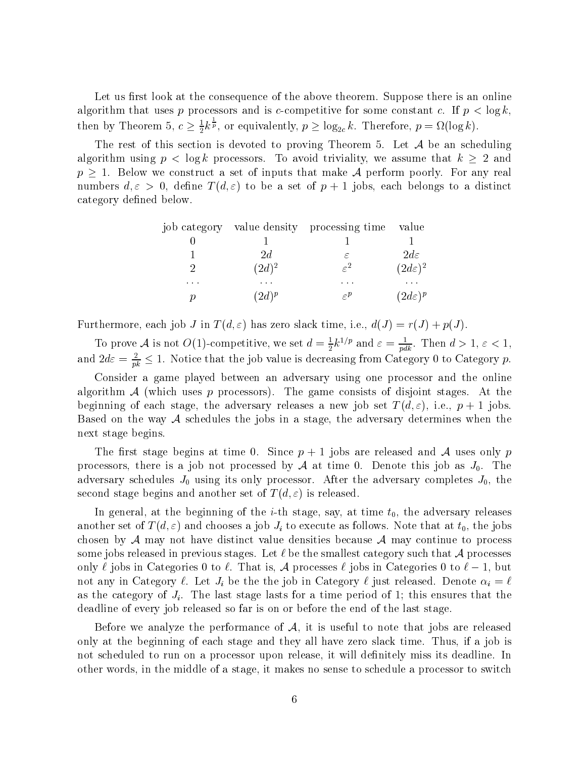Let us first look at the consequence of the above theorem. Suppose there is an online algorithm that uses $p$ processors and is $c$-competitive for some constant $c$. If $p < \log k$, then by Theorem 5, $c \geq \frac{1}{2}k^{\frac{1}{p}}$, or equivalently, $p \geq \log_{2c} k$. Therefore, $p = \Omega(\log k)$.

The rest of this section is devoted to proving Theorem 5. Let $\mathcal{A}$ be an scheduling algorithm using $p < \log k$ processors. To avoid triviality, we assume that $k \geq 2$ and $p \geq 1$. Below we construct a set of inputs that make $\mathcal{A}$ perform poorly. For any real numbers $d, \varepsilon > 0$, define $T(d, \varepsilon)$ to be a set of $p + 1$ jobs, each belongs to a distinct category defined below.

| job category | value density | processing time | value |
|---|---|---|---|
| 0 | 1 | 1 | 1 |
| 1 | $2d$ | $\varepsilon$ | $2d\varepsilon$ |
| 2 | $(2d)^2$ | $\varepsilon^2$ | $(2d\varepsilon)^2$ |
| ... | ... | ... | ... |
| $p$ | $(2d)^p$ | $\varepsilon^p$ | $(2d\varepsilon)^p$ |

Furthermore, each job $J$ in $T(d, \varepsilon)$ has zero slack time, i.e., $d(J) = r(J) + p(J)$.

To prove $\mathcal{A}$ is not $O(1)$-competitive, we set $d = \frac{1}{2}k^{1/p}$ and $\varepsilon = \frac{1}{pdk}$. Then $d > 1$, $\varepsilon < 1$, and $2d\varepsilon = \frac{2}{pk} \leq 1$. Notice that the job value is decreasing from Category 0 to Category $p$.

Consider a game played between an adversary using one processor and the online algorithm $\mathcal{A}$ (which uses $p$ processors). The game consists of disjoint stages. At the beginning of each stage, the adversary releases a new job set $T(d, \varepsilon)$, i.e., $p + 1$ jobs. Based on the way $\mathcal{A}$ schedules the jobs in a stage, the adversary determines when the next stage begins.

The first stage begins at time 0. Since $p + 1$ jobs are released and $\mathcal{A}$ uses only $p$ processors, there is a job not processed by $\mathcal{A}$ at time 0. Denote this job as $J_0$. The adversary schedules $J_0$ using its only processor. After the adversary completes $J_0$, the second stage begins and another set of $T(d, \varepsilon)$ is released.

In general, at the beginning of the $i$-th stage, say, at time $t_0$, the adversary releases another set of $T(d, \varepsilon)$ and chooses a job $J_i$ to execute as follows. Note that at $t_0$, the jobs chosen by $\mathcal{A}$ may not have distinct value densities because $\mathcal{A}$ may continue to process some jobs released in previous stages. Let $\ell$ be the smallest category such that $\mathcal{A}$ processes only $\ell$ jobs in Categories 0 to $\ell$. That is, $\mathcal{A}$ processes $\ell$ jobs in Categories 0 to $\ell - 1$, but not any in Category $\ell$. Let $J_i$ be the the job in Category $\ell$ just released. Denote $\alpha_i = \ell$ as the category of $J_i$. The last stage lasts for a time period of 1; this ensures that the deadline of every job released so far is on or before the end of the last stage.

Before we analyze the performance of $\mathcal{A}$, it is useful to note that jobs are released only at the beginning of each stage and they all have zero slack time. Thus, if a job is not scheduled to run on a processor upon release, it will definitely miss its deadline. In other words, in the middle of a stage, it makes no sense to schedule a processor to switch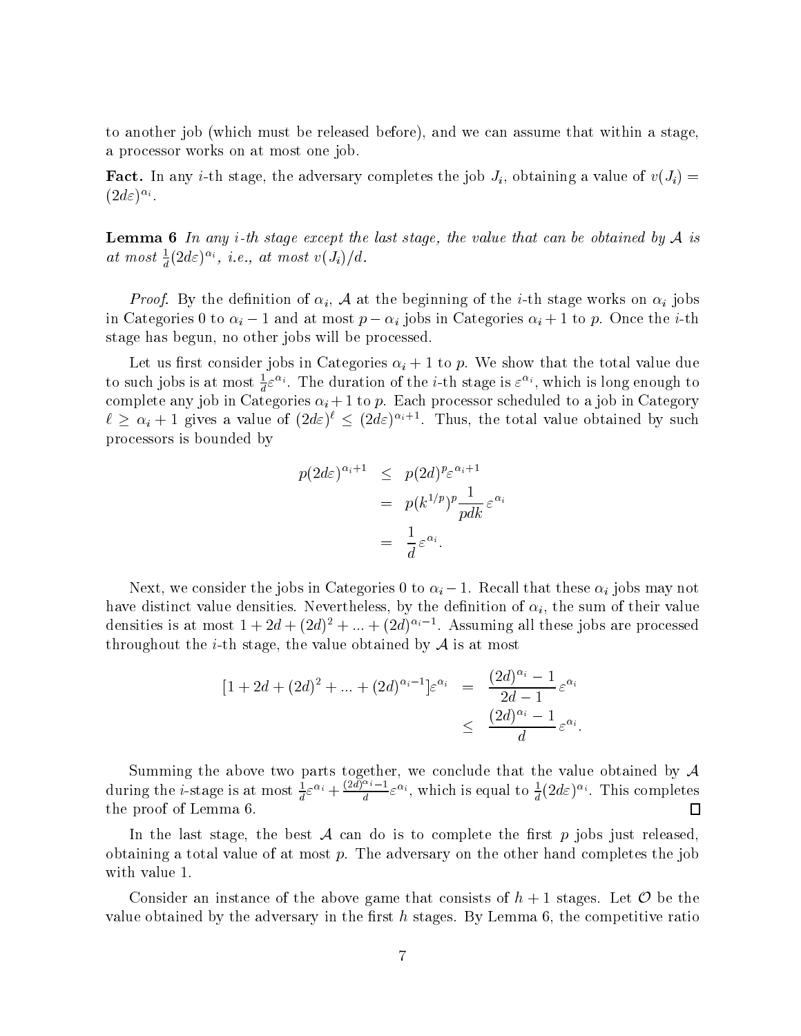to another job (which must be released before), and we can assume that within a stage, a processor works on at most one job.

**Fact.** In any $i$-th stage, the adversary completes the job $J_i$, obtaining a value of $v(J_i) = (2d\varepsilon)^{\alpha_i}$.

**Lemma 6** *In any $i$-th stage except the last stage, the value that can be obtained by $\mathcal{A}$ is at most $\frac{1}{d}(2d\varepsilon)^{\alpha_i}$, i.e., at most $v(J_i)/d$.*

*Proof.* By the definition of $\alpha_i$, $\mathcal{A}$ at the beginning of the $i$-th stage works on $\alpha_i$ jobs in Categories 0 to $\alpha_i - 1$ and at most $p - \alpha_i$ jobs in Categories $\alpha_i + 1$ to $p$. Once the $i$-th stage has begun, no other jobs will be processed.

Let us first consider jobs in Categories $\alpha_i + 1$ to $p$. We show that the total value due to such jobs is at most $\frac{1}{d}\varepsilon^{\alpha_i}$. The duration of the $i$-th stage is $\varepsilon^{\alpha_i}$, which is long enough to complete any job in Categories $\alpha_i + 1$ to $p$. Each processor scheduled to a job in Category $\ell \geq \alpha_i + 1$ gives a value of $(2d\varepsilon)^{\ell} \leq (2d\varepsilon)^{\alpha_i+1}$. Thus, the total value obtained by such processors is bounded by

$$
\begin{aligned}
p(2d\varepsilon)^{\alpha_i+1} &\leq p(2d)^p \varepsilon^{\alpha_i+1} \\
&= p(k^{1/p})^p \frac{1}{pdk} \varepsilon^{\alpha_i} \\
&= \frac{1}{d} \varepsilon^{\alpha_i}.
\end{aligned}
$$

Next, we consider the jobs in Categories 0 to $\alpha_i - 1$. Recall that these $\alpha_i$ jobs may not have distinct value densities. Nevertheless, by the definition of $\alpha_i$, the sum of their value densities is at most $1 + 2d + (2d)^2 + ... + (2d)^{\alpha_i - 1}$. Assuming all these jobs are processed throughout the $i$-th stage, the value obtained by $\mathcal{A}$ is at most

$$
\begin{aligned}
[1 + 2d + (2d)^2 + ... + (2d)^{\alpha_i - 1}]\varepsilon^{\alpha_i} &= \frac{(2d)^{\alpha_i} - 1}{2d - 1} \varepsilon^{\alpha_i} \\
&\leq \frac{(2d)^{\alpha_i} - 1}{d} \varepsilon^{\alpha_i}.
\end{aligned}
$$

Summing the above two parts together, we conclude that the value obtained by $\mathcal{A}$ during the $i$-stage is at most $\frac{1}{d}\varepsilon^{\alpha_i} + \frac{(2d)^{\alpha_i}-1}{d}\varepsilon^{\alpha_i}$, which is equal to $\frac{1}{d}(2d\varepsilon)^{\alpha_i}$. This completes the proof of Lemma 6. □

In the last stage, the best $\mathcal{A}$ can do is to complete the first $p$ jobs just released, obtaining a total value of at most $p$. The adversary on the other hand completes the job with value 1.

Consider an instance of the above game that consists of $h + 1$ stages. Let $\mathcal{O}$ be the value obtained by the adversary in the first $h$ stages. By Lemma 6, the competitive ratio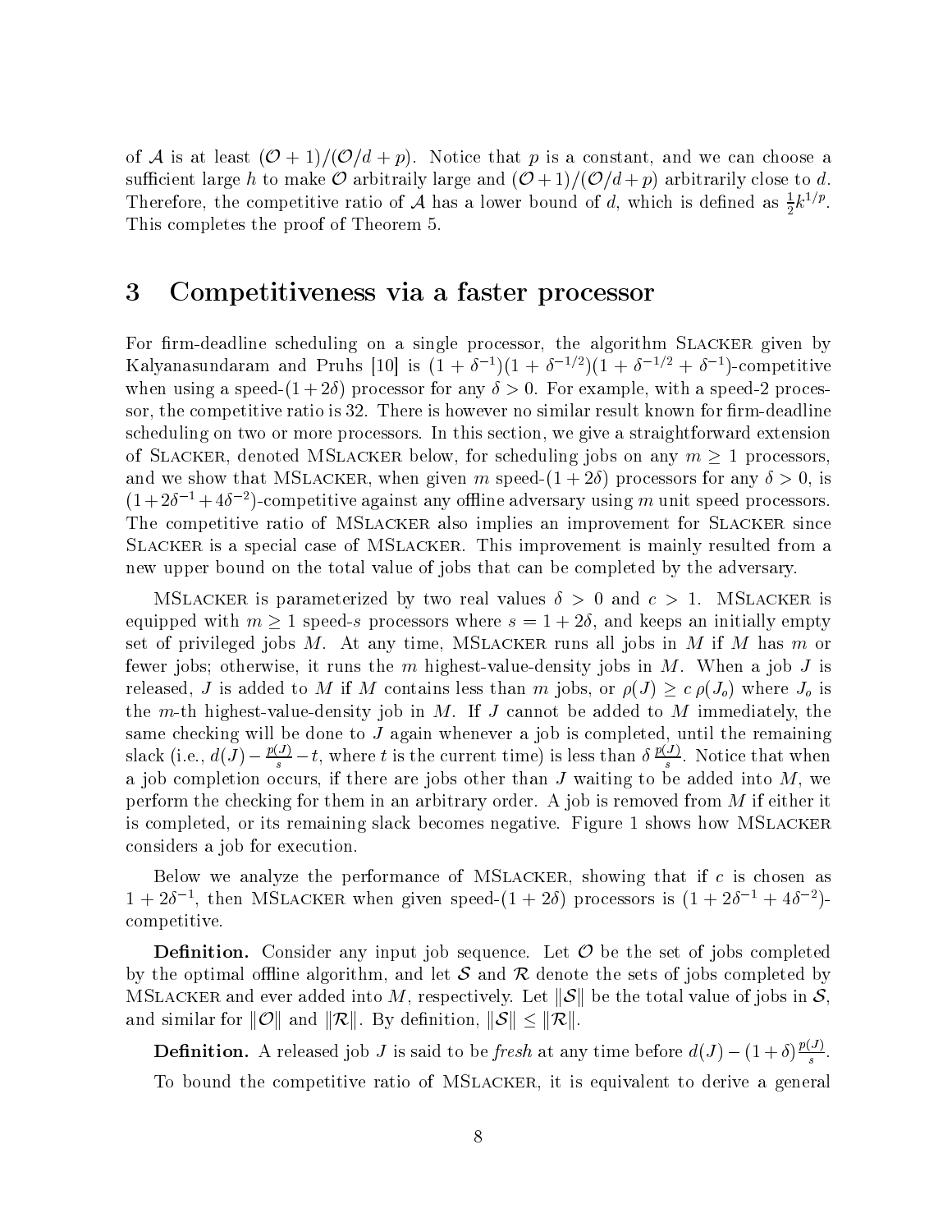of $\mathcal{A}$ is at least $(\mathcal{O}+1)/(\mathcal{O}/d+p)$. Notice that $p$ is a constant, and we can choose a sufficient large $h$ to make $\mathcal{O}$ arbitraily large and $(\mathcal{O}+1)/(\mathcal{O}/d+p)$ arbitrarily close to $d$. Therefore, the competitive ratio of $\mathcal{A}$ has a lower bound of $d$, which is defined as $\frac{1}{2}k^{1/p}$. This completes the proof of Theorem 5.

# 3 Competitiveness via a faster processor

For firm-deadline scheduling on a single processor, the algorithm SLACKER given by Kalyanasundaram and Pruhs [10] is $(1+\delta^{-1})(1+\delta^{-1/2})(1+\delta^{-1/2}+\delta^{-1})$-competitive when using a speed-$(1+2\delta)$ processor for any $\delta > 0$. For example, with a speed-2 processor, the competitive ratio is 32. There is however no similar result known for firm-deadline scheduling on two or more processors. In this section, we give a straightforward extension of SLACKER, denoted MSLACKER below, for scheduling jobs on any $m \geq 1$ processors, and we show that MSLACKER, when given $m$ speed-$(1+2\delta)$ processors for any $\delta > 0$, is $(1+2\delta^{-1}+4\delta^{-2})$-competitive against any offline adversary using $m$ unit speed processors. The competitive ratio of MSLACKER also implies an improvement for SLACKER since SLACKER is a special case of MSLACKER. This improvement is mainly resulted from a new upper bound on the total value of jobs that can be completed by the adversary.

MSLACKER is parameterized by two real values $\delta > 0$ and $c > 1$. MSLACKER is equipped with $m \geq 1$ speed-$s$ processors where $s = 1+2\delta$, and keeps an initially empty set of privileged jobs $M$. At any time, MSLACKER runs all jobs in $M$ if $M$ has $m$ or fewer jobs; otherwise, it runs the $m$ highest-value-density jobs in $M$. When a job $J$ is released, $J$ is added to $M$ if $M$ contains less than $m$ jobs, or $\rho(J) \geq c\,\rho(J_o)$ where $J_o$ is the $m$-th highest-value-density job in $M$. If $J$ cannot be added to $M$ immediately, the same checking will be done to $J$ again whenever a job is completed, until the remaining slack (i.e., $d(J) - \frac{p(J)}{s} - t$, where $t$ is the current time) is less than $\delta\frac{p(J)}{s}$. Notice that when a job completion occurs, if there are jobs other than $J$ waiting to be added into $M$, we perform the checking for them in an arbitrary order. A job is removed from $M$ if either it is completed, or its remaining slack becomes negative. Figure 1 shows how MSLACKER considers a job for execution.

Below we analyze the performance of MSLACKER, showing that if $c$ is chosen as $1+2\delta^{-1}$, then MSLACKER when given speed-$(1+2\delta)$ processors is $(1+2\delta^{-1}+4\delta^{-2})$-competitive.

**Definition.** Consider any input job sequence. Let $\mathcal{O}$ be the set of jobs completed by the optimal offline algorithm, and let $\mathcal{S}$ and $\mathcal{R}$ denote the sets of jobs completed by MSLACKER and ever added into $M$, respectively. Let $\|\mathcal{S}\|$ be the total value of jobs in $\mathcal{S}$, and similar for $\|\mathcal{O}\|$ and $\|\mathcal{R}\|$. By definition, $\|\mathcal{S}\| \leq \|\mathcal{R}\|$.

**Definition.** A released job $J$ is said to be *fresh* at any time before $d(J) - (1+\delta)\frac{p(J)}{s}$.

To bound the competitive ratio of MSLACKER, it is equivalent to derive a general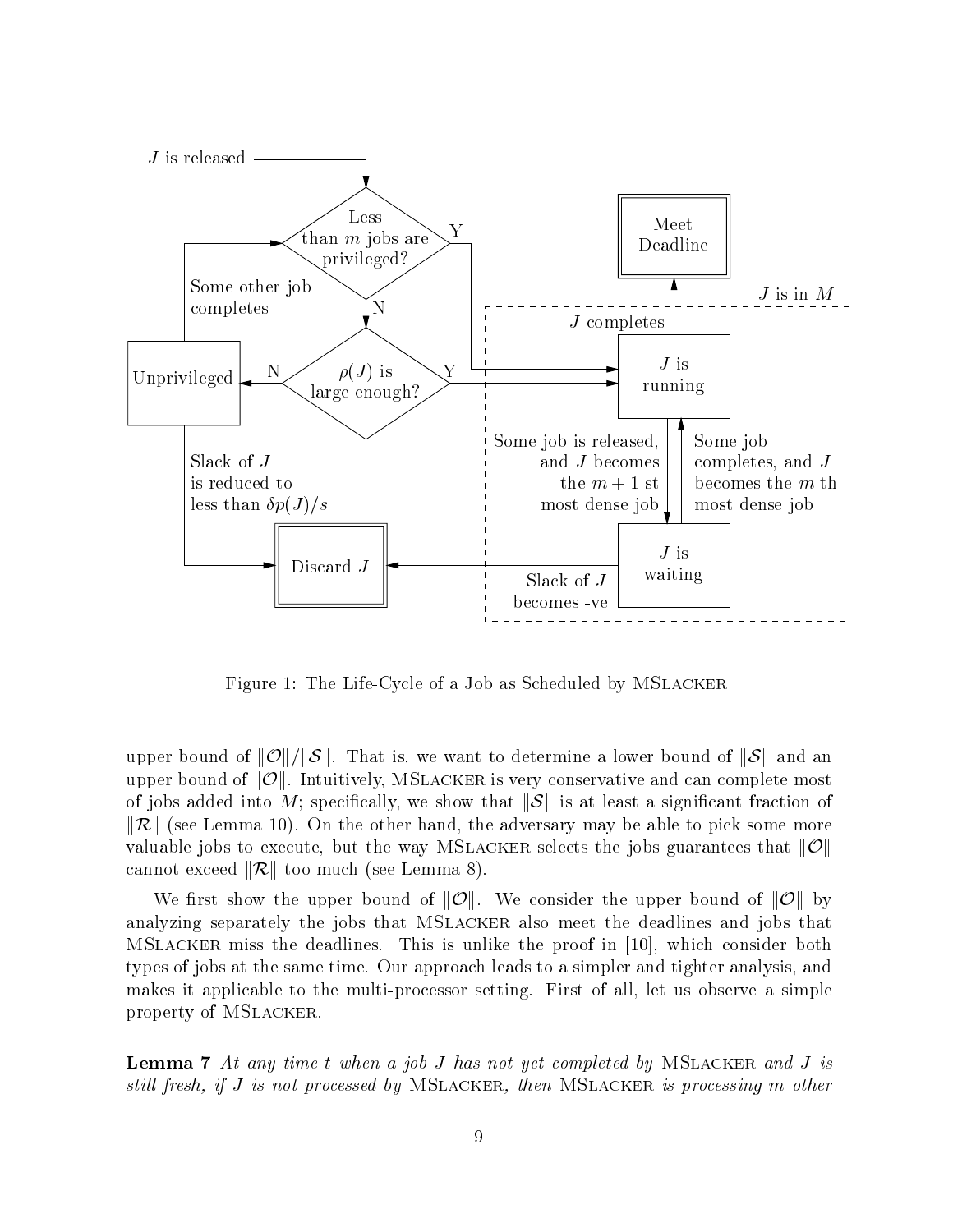Figure 1: The Life-Cycle of a Job as Scheduled by MSlacker

upper bound of $\|\mathcal{O}\|/\|\mathcal{S}\|$. That is, we want to determine a lower bound of $\|\mathcal{S}\|$ and an upper bound of $\|\mathcal{O}\|$. Intuitively, MSlacker is very conservative and can complete most of jobs added into $M$; specifically, we show that $\|\mathcal{S}\|$ is at least a significant fraction of $\|\mathcal{R}\|$ (see Lemma 10). On the other hand, the adversary may be able to pick some more valuable jobs to execute, but the way MSlacker selects the jobs guarantees that $\|\mathcal{O}\|$ cannot exceed $\|\mathcal{R}\|$ too much (see Lemma 8).

We first show the upper bound of $\|\mathcal{O}\|$. We consider the upper bound of $\|\mathcal{O}\|$ by analyzing separately the jobs that MSlacker also meet the deadlines and jobs that MSlacker miss the deadlines. This is unlike the proof in [10], which consider both types of jobs at the same time. Our approach leads to a simpler and tighter analysis, and makes it applicable to the multi-processor setting. First of all, let us observe a simple property of MSlacker.

**Lemma 7** *At any time $t$ when a job $J$ has not yet completed by* MSlacker *and $J$ is still fresh, if $J$ is not processed by* MSlacker*, then* MSlacker *is processing $m$ other*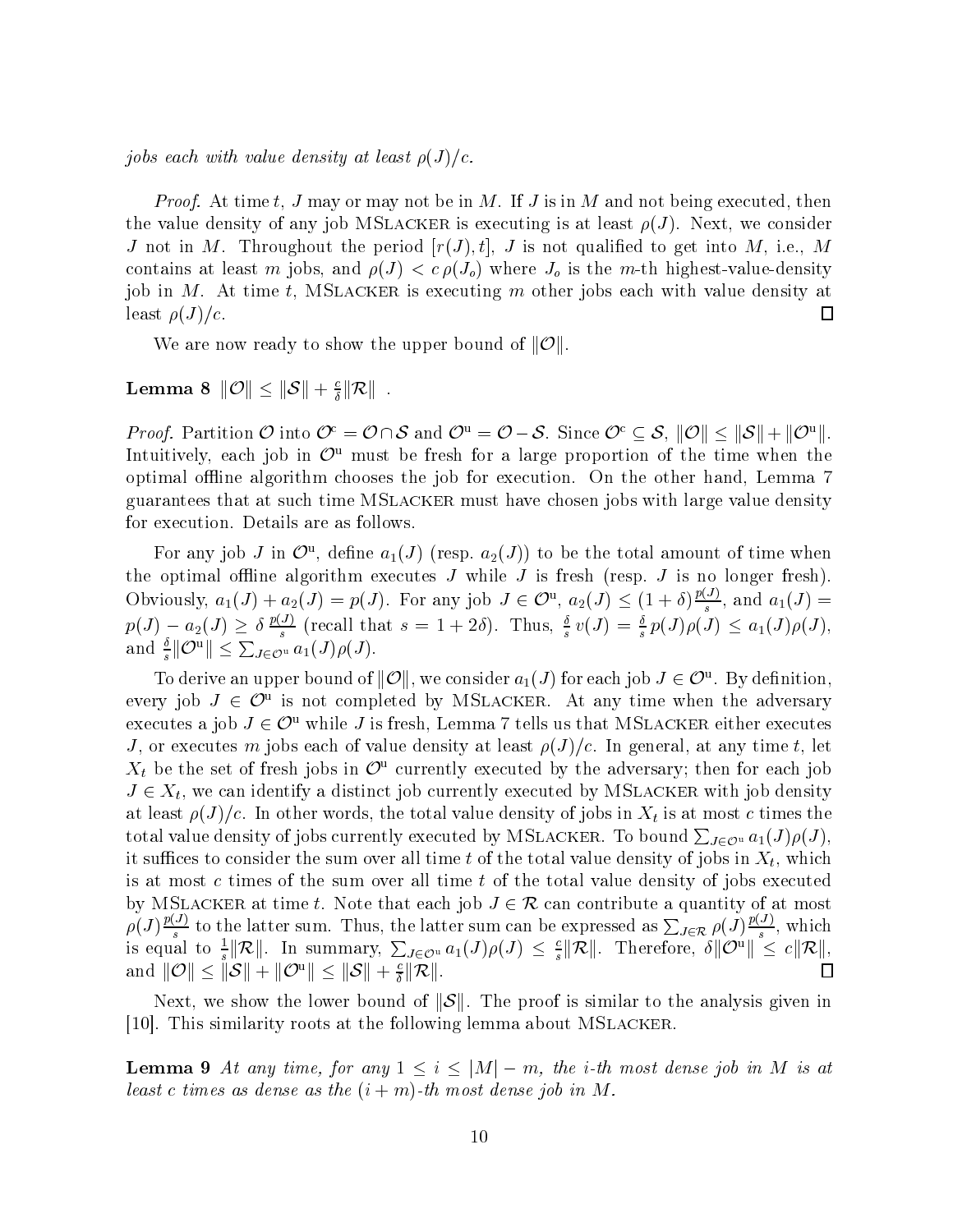*jobs each with value density at least $\rho(J)/c$.*

*Proof.* At time $t$, $J$ may or may not be in $M$. If $J$ is in $M$ and not being executed, then the value density of any job MSlacker is executing is at least $\rho(J)$. Next, we consider $J$ not in $M$. Throughout the period $[r(J), t]$, $J$ is not qualified to get into $M$, i.e., $M$ contains at least $m$ jobs, and $\rho(J) < c\,\rho(J_o)$ where $J_o$ is the $m$-th highest-value-density job in $M$. At time $t$, MSlacker is executing $m$ other jobs each with value density at least $\rho(J)/c$. □

We are now ready to show the upper bound of $\|\mathcal{O}\|$.

**Lemma 8** $\|\mathcal{O}\| \leq \|\mathcal{S}\| + \frac{c}{\delta}\|\mathcal{R}\|$ .

*Proof.* Partition $\mathcal{O}$ into $\mathcal{O}^{\mathrm{c}} = \mathcal{O} \cap \mathcal{S}$ and $\mathcal{O}^{\mathrm{u}} = \mathcal{O} - \mathcal{S}$. Since $\mathcal{O}^{\mathrm{c}} \subseteq \mathcal{S}$, $\|\mathcal{O}\| \leq \|\mathcal{S}\| + \|\mathcal{O}^{\mathrm{u}}\|$. Intuitively, each job in $\mathcal{O}^{\mathrm{u}}$ must be fresh for a large proportion of the time when the optimal offline algorithm chooses the job for execution. On the other hand, Lemma 7 guarantees that at such time MSlacker must have chosen jobs with large value density for execution. Details are as follows.

For any job $J$ in $\mathcal{O}^{\mathrm{u}}$, define $a_1(J)$ (resp. $a_2(J)$) to be the total amount of time when the optimal offline algorithm executes $J$ while $J$ is fresh (resp. $J$ is no longer fresh). Obviously, $a_1(J) + a_2(J) = p(J)$. For any job $J \in \mathcal{O}^{\mathrm{u}}$, $a_2(J) \leq (1+\delta)\frac{p(J)}{s}$, and $a_1(J) = p(J) - a_2(J) \geq \delta\,\frac{p(J)}{s}$ (recall that $s = 1 + 2\delta$). Thus, $\frac{\delta}{s}\,v(J) = \frac{\delta}{s}\,p(J)\rho(J) \leq a_1(J)\rho(J)$, and $\frac{\delta}{s}\|\mathcal{O}^{\mathrm{u}}\| \leq \sum_{J\in\mathcal{O}^{\mathrm{u}}} a_1(J)\rho(J)$.

To derive an upper bound of $\|\mathcal{O}\|$, we consider $a_1(J)$ for each job $J \in \mathcal{O}^{\mathrm{u}}$. By definition, every job $J \in \mathcal{O}^{\mathrm{u}}$ is not completed by MSlacker. At any time when the adversary executes a job $J \in \mathcal{O}^{\mathrm{u}}$ while $J$ is fresh, Lemma 7 tells us that MSlacker either executes $J$, or executes $m$ jobs each of value density at least $\rho(J)/c$. In general, at any time $t$, let $X_t$ be the set of fresh jobs in $\mathcal{O}^{\mathrm{u}}$ currently executed by the adversary; then for each job $J \in X_t$, we can identify a distinct job currently executed by MSlacker with job density at least $\rho(J)/c$. In other words, the total value density of jobs in $X_t$ is at most $c$ times the total value density of jobs currently executed by MSlacker. To bound $\sum_{J\in\mathcal{O}^{\mathrm{u}}} a_1(J)\rho(J)$, it suffices to consider the sum over all time $t$ of the total value density of jobs in $X_t$, which is at most $c$ times of the sum over all time $t$ of the total value density of jobs executed by MSlacker at time $t$. Note that each job $J \in \mathcal{R}$ can contribute a quantity of at most $\rho(J)\frac{p(J)}{s}$ to the latter sum. Thus, the latter sum can be expressed as $\sum_{J\in\mathcal{R}} \rho(J)\frac{p(J)}{s}$, which is equal to $\frac{1}{s}\|\mathcal{R}\|$. In summary, $\sum_{J\in\mathcal{O}^{\mathrm{u}}} a_1(J)\rho(J) \leq \frac{c}{s}\|\mathcal{R}\|$. Therefore, $\delta\|\mathcal{O}^{\mathrm{u}}\| \leq c\|\mathcal{R}\|$, and $\|\mathcal{O}\| \leq \|\mathcal{S}\| + \|\mathcal{O}^{\mathrm{u}}\| \leq \|\mathcal{S}\| + \frac{c}{\delta}\|\mathcal{R}\|$. □

Next, we show the lower bound of $\|\mathcal{S}\|$. The proof is similar to the analysis given in [10]. This similarity roots at the following lemma about MSlacker.

**Lemma 9** *At any time, for any $1 \leq i \leq |M| - m$, the $i$-th most dense job in $M$ is at least $c$ times as dense as the $(i+m)$-th most dense job in $M$.*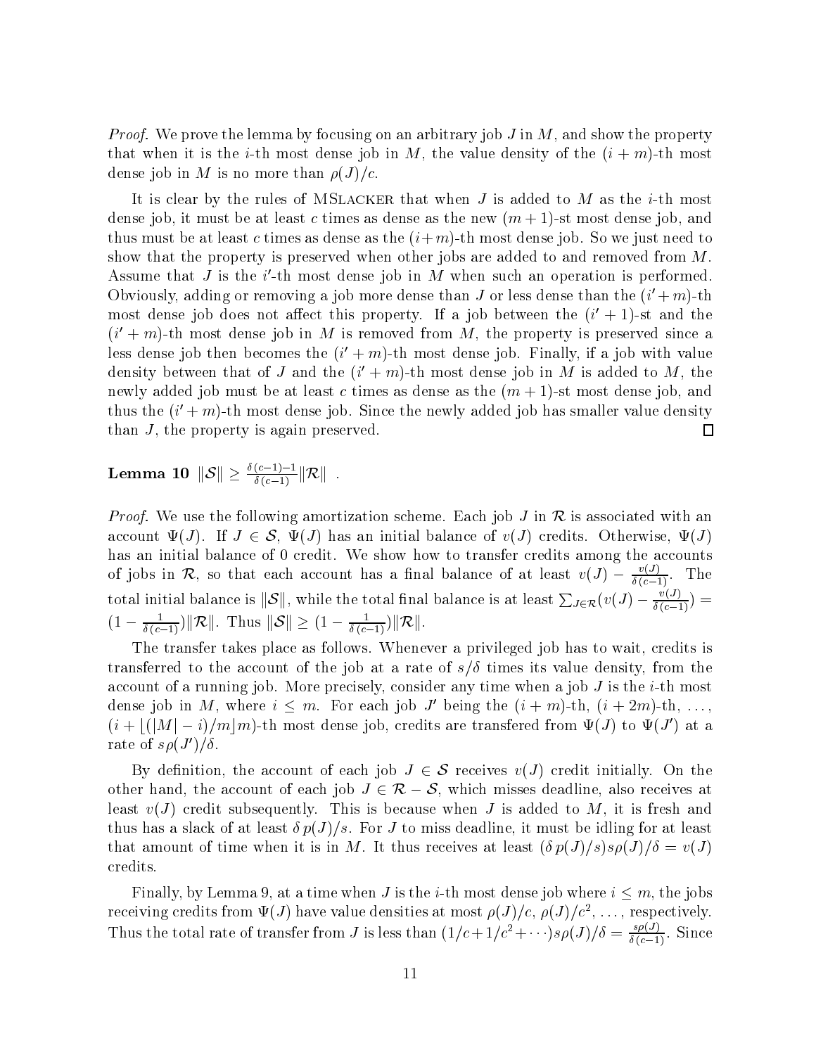*Proof.* We prove the lemma by focusing on an arbitrary job $J$ in $M$, and show the property that when it is the $i$-th most dense job in $M$, the value density of the $(i+m)$-th most dense job in $M$ is no more than $\rho(J)/c$.

It is clear by the rules of MSlacker that when $J$ is added to $M$ as the $i$-th most dense job, it must be at least $c$ times as dense as the new $(m+1)$-st most dense job, and thus must be at least $c$ times as dense as the $(i+m)$-th most dense job. So we just need to show that the property is preserved when other jobs are added to and removed from $M$. Assume that $J$ is the $i'$-th most dense job in $M$ when such an operation is performed. Obviously, adding or removing a job more dense than $J$ or less dense than the $(i'+m)$-th most dense job does not affect this property. If a job between the $(i'+1)$-st and the $(i'+m)$-th most dense job in $M$ is removed from $M$, the property is preserved since a less dense job then becomes the $(i'+m)$-th most dense job. Finally, if a job with value density between that of $J$ and the $(i'+m)$-th most dense job in $M$ is added to $M$, the newly added job must be at least $c$ times as dense as the $(m+1)$-st most dense job, and thus the $(i'+m)$-th most dense job. Since the newly added job has smaller value density than $J$, the property is again preserved. □

**Lemma 10** $\|\mathcal{S}\| \geq \frac{\delta(c-1)-1}{\delta(c-1)}\|\mathcal{R}\|$ .

*Proof.* We use the following amortization scheme. Each job $J$ in $\mathcal{R}$ is associated with an account $\Psi(J)$. If $J \in \mathcal{S}$, $\Psi(J)$ has an initial balance of $v(J)$ credits. Otherwise, $\Psi(J)$ has an initial balance of 0 credit. We show how to transfer credits among the accounts of jobs in $\mathcal{R}$, so that each account has a final balance of at least $v(J) - \frac{v(J)}{\delta(c-1)}$. The total initial balance is $\|\mathcal{S}\|$, while the total final balance is at least $\sum_{J\in\mathcal{R}}(v(J) - \frac{v(J)}{\delta(c-1)}) = (1 - \frac{1}{\delta(c-1)})\|\mathcal{R}\|$. Thus $\|\mathcal{S}\| \geq (1 - \frac{1}{\delta(c-1)})\|\mathcal{R}\|$.

The transfer takes place as follows. Whenever a privileged job has to wait, credits is transferred to the account of the job at a rate of $s/\delta$ times its value density, from the account of a running job. More precisely, consider any time when a job $J$ is the $i$-th most dense job in $M$, where $i \leq m$. For each job $J'$ being the $(i+m)$-th, $(i+2m)$-th, ..., $(i + \lfloor(|M|-i)/m\rfloor m)$-th most dense job, credits are transfered from $\Psi(J)$ to $\Psi(J')$ at a rate of $s\rho(J')/\delta$.

By definition, the account of each job $J \in \mathcal{S}$ receives $v(J)$ credit initially. On the other hand, the account of each job $J \in \mathcal{R} - \mathcal{S}$, which misses deadline, also receives at least $v(J)$ credit subsequently. This is because when $J$ is added to $M$, it is fresh and thus has a slack of at least $\delta\, p(J)/s$. For $J$ to miss deadline, it must be idling for at least that amount of time when it is in $M$. It thus receives at least $(\delta\, p(J)/s)s\rho(J)/\delta = v(J)$ credits.

Finally, by Lemma 9, at a time when $J$ is the $i$-th most dense job where $i \leq m$, the jobs receiving credits from $\Psi(J)$ have value densities at most $\rho(J)/c$, $\rho(J)/c^2$, ..., respectively. Thus the total rate of transfer from $J$ is less than $(1/c + 1/c^2 + \cdots)s\rho(J)/\delta = \frac{s\rho(J)}{\delta(c-1)}$. Since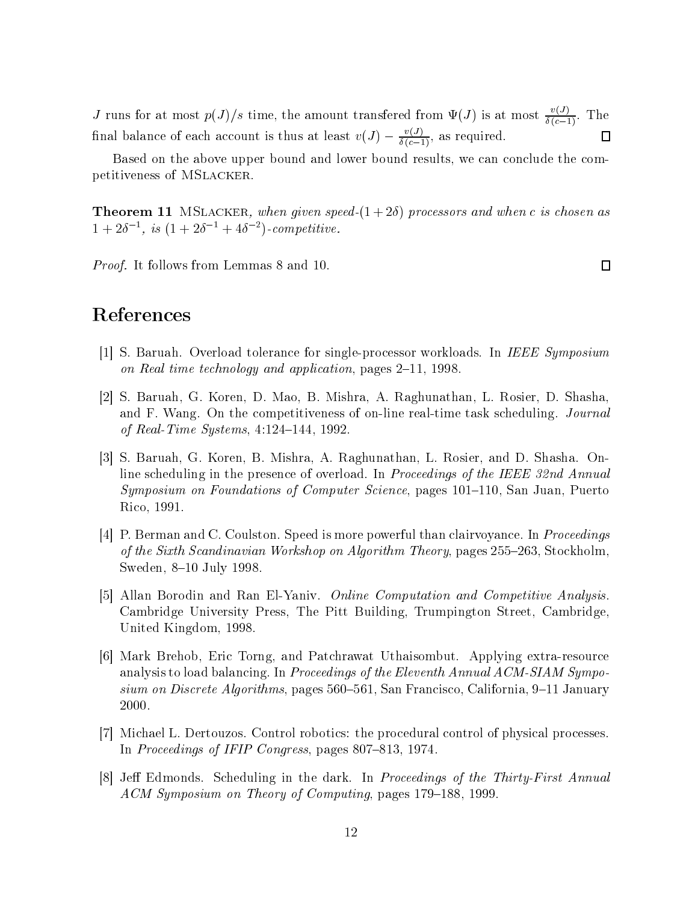$J$ runs for at most $p(J)/s$ time, the amount transfered from $\Psi(J)$ is at most $\frac{v(J)}{\delta(c-1)}$. The final balance of each account is thus at least $v(J) - \frac{v(J)}{\delta(c-1)}$, as required. □

Based on the above upper bound and lower bound results, we can conclude the competitiveness of MSlacker.

**Theorem 11** MSlacker*, when given speed-*$(1+2\delta)$ *processors and when* $c$ *is chosen as* $1+2\delta^{-1}$*, is* $(1+2\delta^{-1}+4\delta^{-2})$*-competitive.*

*Proof.* It follows from Lemmas 8 and 10. □

# References

[1] S. Baruah. Overload tolerance for single-processor workloads. In *IEEE Symposium on Real time technology and application*, pages 2–11, 1998.

[2] S. Baruah, G. Koren, D. Mao, B. Mishra, A. Raghunathan, L. Rosier, D. Shasha, and F. Wang. On the competitiveness of on-line real-time task scheduling. *Journal of Real-Time Systems*, 4:124–144, 1992.

[3] S. Baruah, G. Koren, B. Mishra, A. Raghunathan, L. Rosier, and D. Shasha. On-line scheduling in the presence of overload. In *Proceedings of the IEEE 32nd Annual Symposium on Foundations of Computer Science*, pages 101–110, San Juan, Puerto Rico, 1991.

[4] P. Berman and C. Coulston. Speed is more powerful than clairvoyance. In *Proceedings of the Sixth Scandinavian Workshop on Algorithm Theory*, pages 255–263, Stockholm, Sweden, 8–10 July 1998.

[5] Allan Borodin and Ran El-Yaniv. *Online Computation and Competitive Analysis*. Cambridge University Press, The Pitt Building, Trumpington Street, Cambridge, United Kingdom, 1998.

[6] Mark Brehob, Eric Torng, and Patchrawat Uthaisombut. Applying extra-resource analysis to load balancing. In *Proceedings of the Eleventh Annual ACM-SIAM Symposium on Discrete Algorithms*, pages 560–561, San Francisco, California, 9–11 January 2000.

[7] Michael L. Dertouzos. Control robotics: the procedural control of physical processes. In *Proceedings of IFIP Congress*, pages 807–813, 1974.

[8] Jeff Edmonds. Scheduling in the dark. In *Proceedings of the Thirty-First Annual ACM Symposium on Theory of Computing*, pages 179–188, 1999.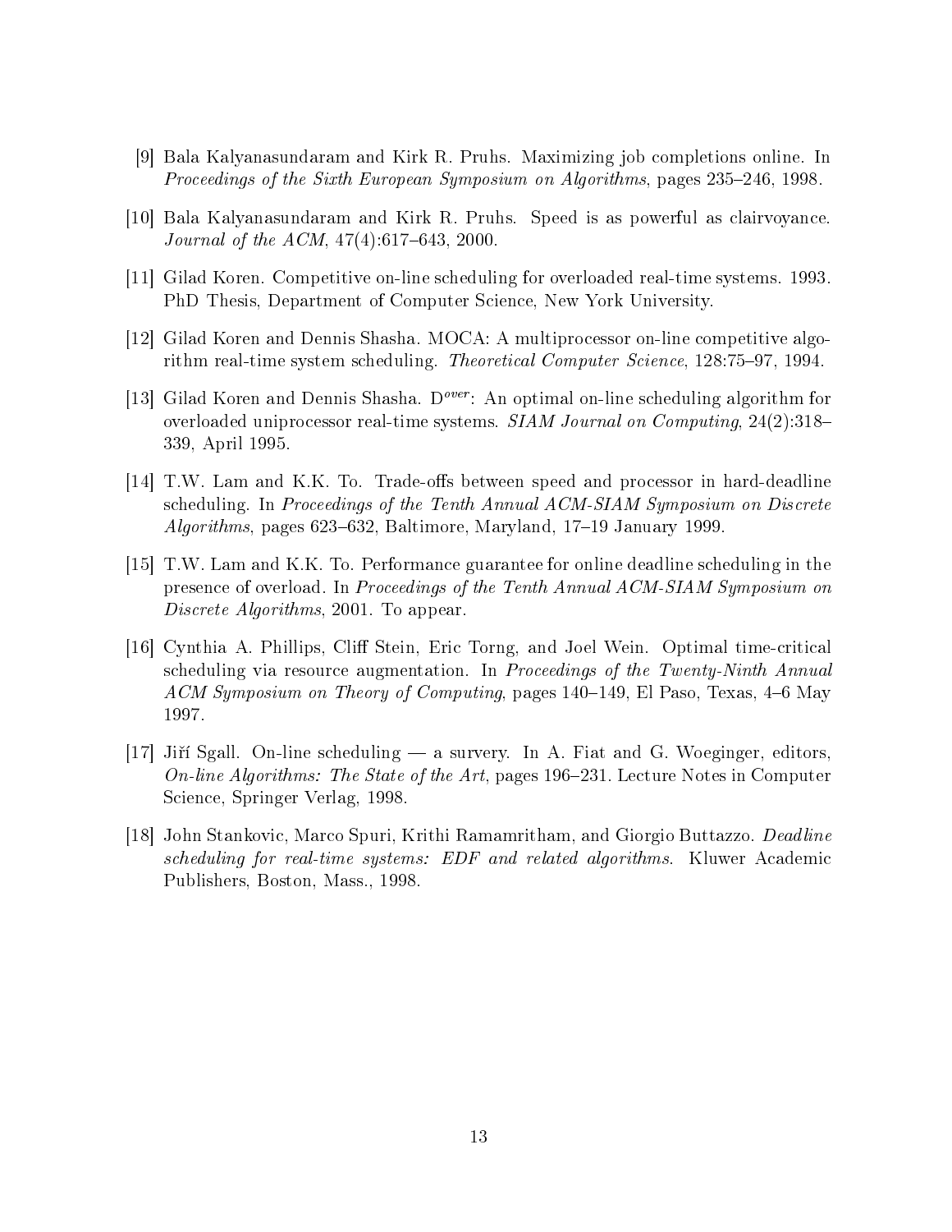[9] Bala Kalyanasundaram and Kirk R. Pruhs. Maximizing job completions online. In *Proceedings of the Sixth European Symposium on Algorithms*, pages 235–246, 1998.

[10] Bala Kalyanasundaram and Kirk R. Pruhs. Speed is as powerful as clairvoyance. *Journal of the ACM*, 47(4):617–643, 2000.

[11] Gilad Koren. Competitive on-line scheduling for overloaded real-time systems. 1993. PhD Thesis, Department of Computer Science, New York University.

[12] Gilad Koren and Dennis Shasha. MOCA: A multiprocessor on-line competitive algorithm real-time system scheduling. *Theoretical Computer Science*, 128:75–97, 1994.

[13] Gilad Koren and Dennis Shasha. $D^{over}$: An optimal on-line scheduling algorithm for overloaded uniprocessor real-time systems. *SIAM Journal on Computing*, 24(2):318–339, April 1995.

[14] T.W. Lam and K.K. To. Trade-offs between speed and processor in hard-deadline scheduling. In *Proceedings of the Tenth Annual ACM-SIAM Symposium on Discrete Algorithms*, pages 623–632, Baltimore, Maryland, 17–19 January 1999.

[15] T.W. Lam and K.K. To. Performance guarantee for online deadline scheduling in the presence of overload. In *Proceedings of the Tenth Annual ACM-SIAM Symposium on Discrete Algorithms*, 2001. To appear.

[16] Cynthia A. Phillips, Cliff Stein, Eric Torng, and Joel Wein. Optimal time-critical scheduling via resource augmentation. In *Proceedings of the Twenty-Ninth Annual ACM Symposium on Theory of Computing*, pages 140–149, El Paso, Texas, 4–6 May 1997.

[17] Jiří Sgall. On-line scheduling — a survery. In A. Fiat and G. Woeginger, editors, *On-line Algorithms: The State of the Art*, pages 196–231. Lecture Notes in Computer Science, Springer Verlag, 1998.

[18] John Stankovic, Marco Spuri, Krithi Ramamritham, and Giorgio Buttazzo. *Deadline scheduling for real-time systems: EDF and related algorithms*. Kluwer Academic Publishers, Boston, Mass., 1998.